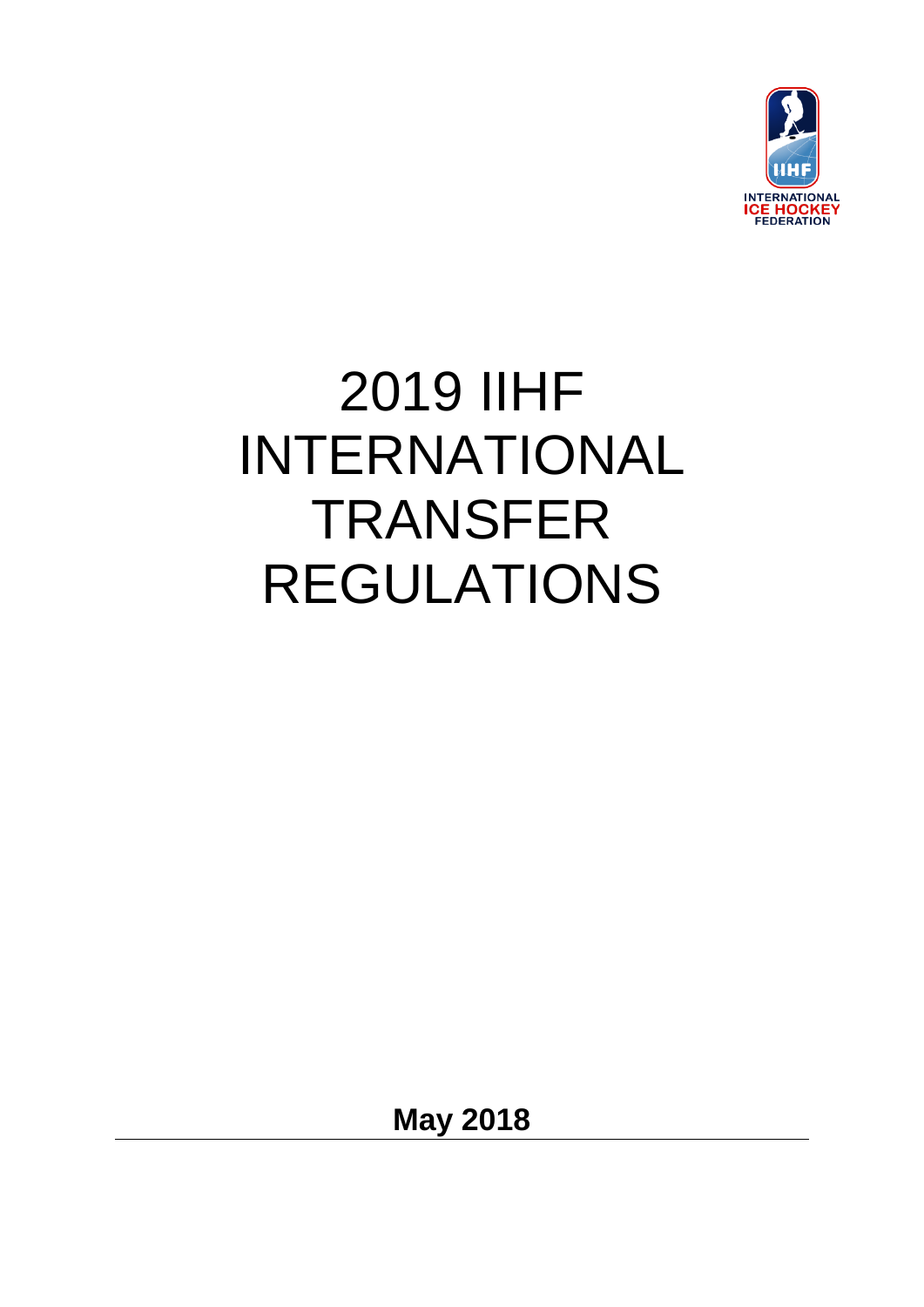# 2019 IIHF INTERNATIONAL TRANSFER REGULATIONS

**May 2018**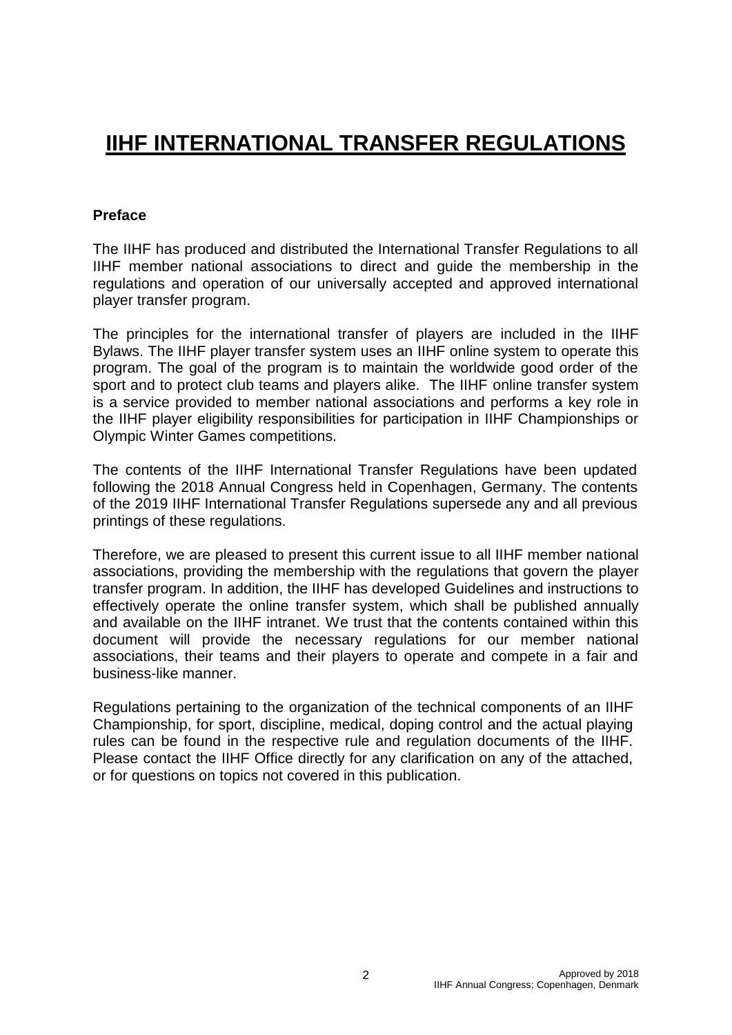# IIHF INTERNATIONAL TRANSFER REGULATIONS

**Preface**

The IIHF has produced and distributed the International Transfer Regulations to all IIHF member national associations to direct and guide the membership in the regulations and operation of our universally accepted and approved international player transfer program.

The principles for the international transfer of players are included in the IIHF Bylaws. The IIHF player transfer system uses an IIHF online system to operate this program. The goal of the program is to maintain the worldwide good order of the sport and to protect club teams and players alike. The IIHF online transfer system is a service provided to member national associations and performs a key role in the IIHF player eligibility responsibilities for participation in IIHF Championships or Olympic Winter Games competitions.

The contents of the IIHF International Transfer Regulations have been updated following the 2018 Annual Congress held in Copenhagen, Germany. The contents of the 2019 IIHF International Transfer Regulations supersede any and all previous printings of these regulations.

Therefore, we are pleased to present this current issue to all IIHF member national associations, providing the membership with the regulations that govern the player transfer program. In addition, the IIHF has developed Guidelines and instructions to effectively operate the online transfer system, which shall be published annually and available on the IIHF intranet. We trust that the contents contained within this document will provide the necessary regulations for our member national associations, their teams and their players to operate and compete in a fair and business-like manner.

Regulations pertaining to the organization of the technical components of an IIHF Championship, for sport, discipline, medical, doping control and the actual playing rules can be found in the respective rule and regulation documents of the IIHF. Please contact the IIHF Office directly for any clarification on any of the attached, or for questions on topics not covered in this publication.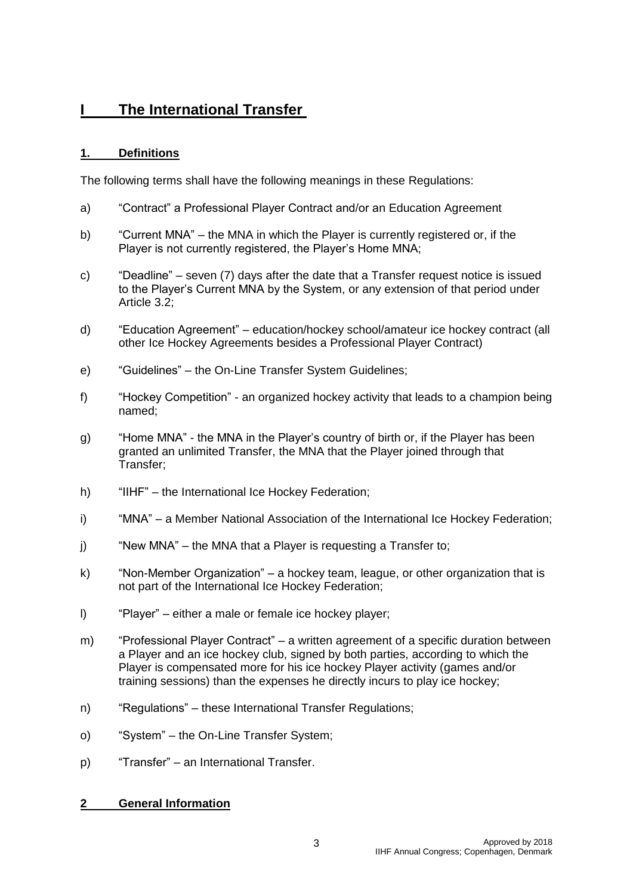# I The International Transfer

## 1. Definitions

The following terms shall have the following meanings in these Regulations:

a) "Contract" a Professional Player Contract and/or an Education Agreement

b) "Current MNA" – the MNA in which the Player is currently registered or, if the Player is not currently registered, the Player's Home MNA;

c) "Deadline" – seven (7) days after the date that a Transfer request notice is issued to the Player's Current MNA by the System, or any extension of that period under Article 3.2;

d) "Education Agreement" – education/hockey school/amateur ice hockey contract (all other Ice Hockey Agreements besides a Professional Player Contract)

e) "Guidelines" – the On-Line Transfer System Guidelines;

f) "Hockey Competition" - an organized hockey activity that leads to a champion being named;

g) "Home MNA" - the MNA in the Player's country of birth or, if the Player has been granted an unlimited Transfer, the MNA that the Player joined through that Transfer;

h) "IIHF" – the International Ice Hockey Federation;

i) "MNA" – a Member National Association of the International Ice Hockey Federation;

j) "New MNA" – the MNA that a Player is requesting a Transfer to;

k) "Non-Member Organization" – a hockey team, league, or other organization that is not part of the International Ice Hockey Federation;

l) "Player" – either a male or female ice hockey player;

m) "Professional Player Contract" – a written agreement of a specific duration between a Player and an ice hockey club, signed by both parties, according to which the Player is compensated more for his ice hockey Player activity (games and/or training sessions) than the expenses he directly incurs to play ice hockey;

n) "Regulations" – these International Transfer Regulations;

o) "System" – the On-Line Transfer System;

p) "Transfer" – an International Transfer.

## 2 General Information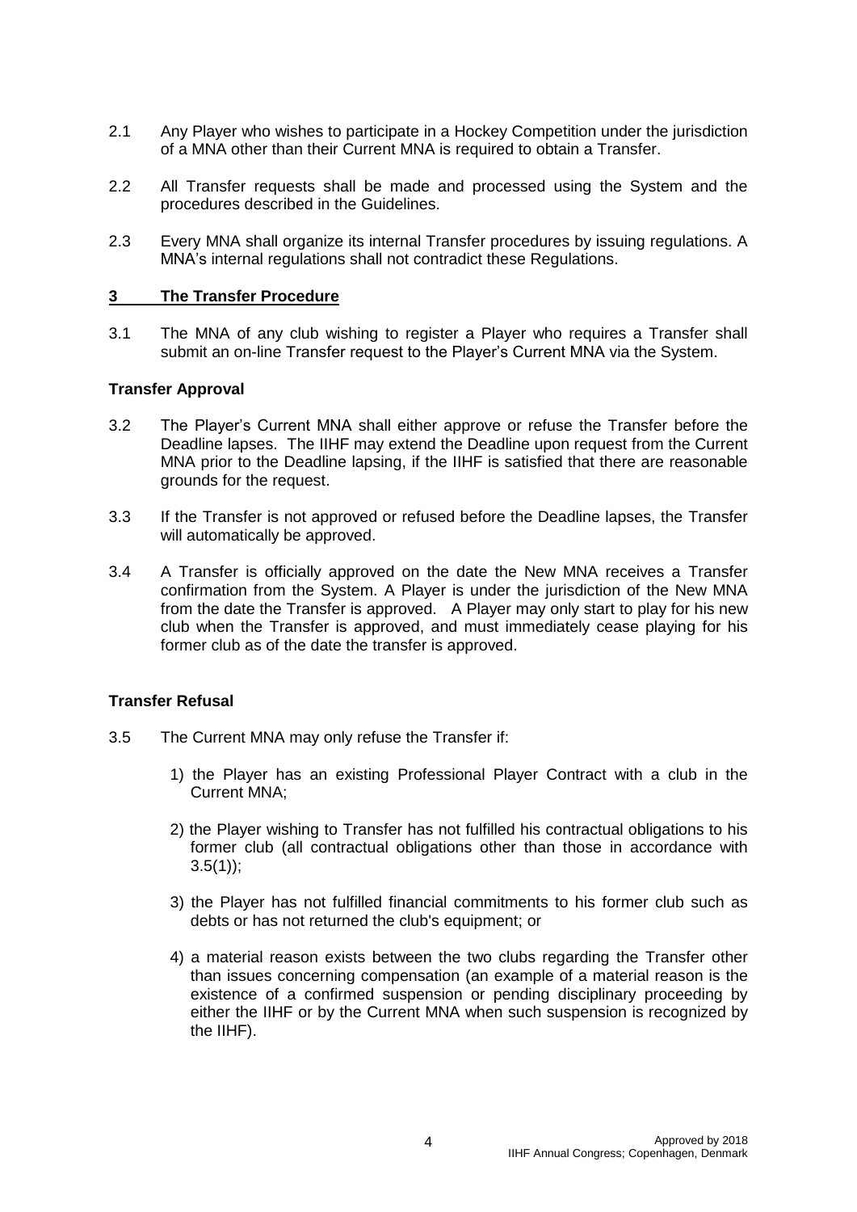2.1 Any Player who wishes to participate in a Hockey Competition under the jurisdiction of a MNA other than their Current MNA is required to obtain a Transfer.

2.2 All Transfer requests shall be made and processed using the System and the procedures described in the Guidelines.

2.3 Every MNA shall organize its internal Transfer procedures by issuing regulations. A MNA's internal regulations shall not contradict these Regulations.

## 3 The Transfer Procedure

3.1 The MNA of any club wishing to register a Player who requires a Transfer shall submit an on-line Transfer request to the Player's Current MNA via the System.

### Transfer Approval

3.2 The Player's Current MNA shall either approve or refuse the Transfer before the Deadline lapses. The IIHF may extend the Deadline upon request from the Current MNA prior to the Deadline lapsing, if the IIHF is satisfied that there are reasonable grounds for the request.

3.3 If the Transfer is not approved or refused before the Deadline lapses, the Transfer will automatically be approved.

3.4 A Transfer is officially approved on the date the New MNA receives a Transfer confirmation from the System. A Player is under the jurisdiction of the New MNA from the date the Transfer is approved. A Player may only start to play for his new club when the Transfer is approved, and must immediately cease playing for his former club as of the date the transfer is approved.

### Transfer Refusal

3.5 The Current MNA may only refuse the Transfer if:

1) the Player has an existing Professional Player Contract with a club in the Current MNA;

2) the Player wishing to Transfer has not fulfilled his contractual obligations to his former club (all contractual obligations other than those in accordance with 3.5(1));

3) the Player has not fulfilled financial commitments to his former club such as debts or has not returned the club's equipment; or

4) a material reason exists between the two clubs regarding the Transfer other than issues concerning compensation (an example of a material reason is the existence of a confirmed suspension or pending disciplinary proceeding by either the IIHF or by the Current MNA when such suspension is recognized by the IIHF).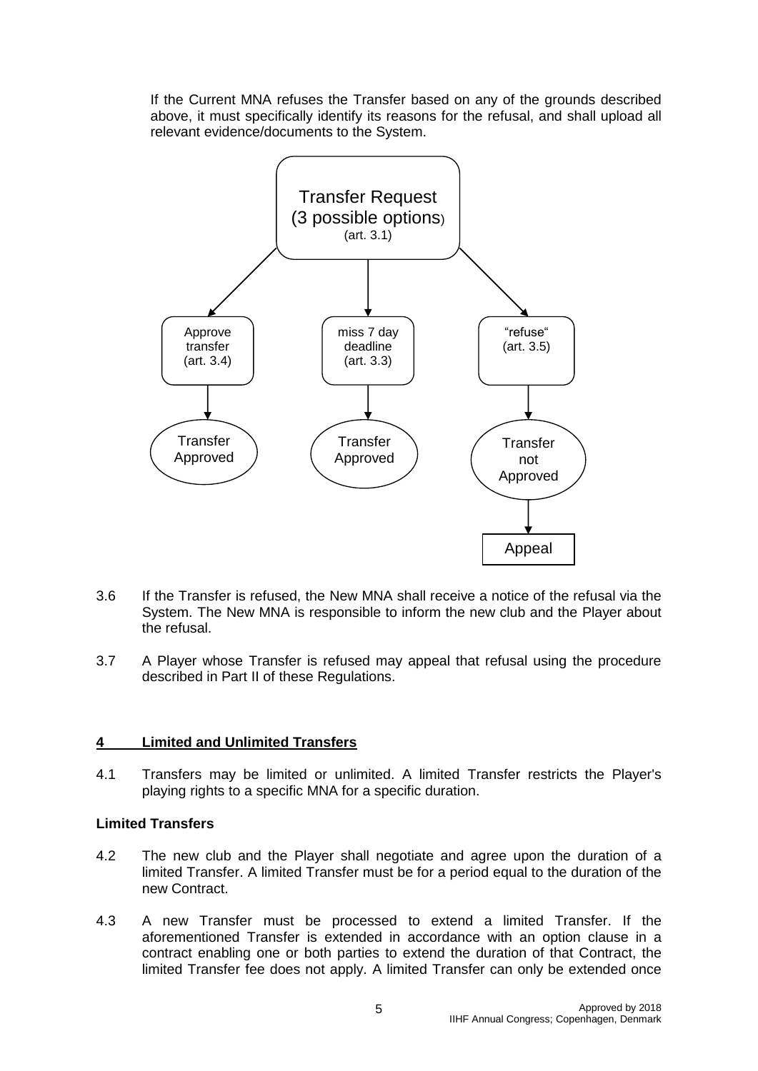If the Current MNA refuses the Transfer based on any of the grounds described above, it must specifically identify its reasons for the refusal, and shall upload all relevant evidence/documents to the System.

Transfer Request (3 possible options) (art. 3.1)

- Approve transfer (art. 3.4) → Transfer Approved
- miss 7 day deadline (art. 3.3) → Transfer Approved
- "refuse" (art. 3.5) → Transfer not Approved → Appeal

3.6 If the Transfer is refused, the New MNA shall receive a notice of the refusal via the System. The New MNA is responsible to inform the new club and the Player about the refusal.

3.7 A Player whose Transfer is refused may appeal that refusal using the procedure described in Part II of these Regulations.

## 4 Limited and Unlimited Transfers

4.1 Transfers may be limited or unlimited. A limited Transfer restricts the Player's playing rights to a specific MNA for a specific duration.

### Limited Transfers

4.2 The new club and the Player shall negotiate and agree upon the duration of a limited Transfer. A limited Transfer must be for a period equal to the duration of the new Contract.

4.3 A new Transfer must be processed to extend a limited Transfer. If the aforementioned Transfer is extended in accordance with an option clause in a contract enabling one or both parties to extend the duration of that Contract, the limited Transfer fee does not apply. A limited Transfer can only be extended once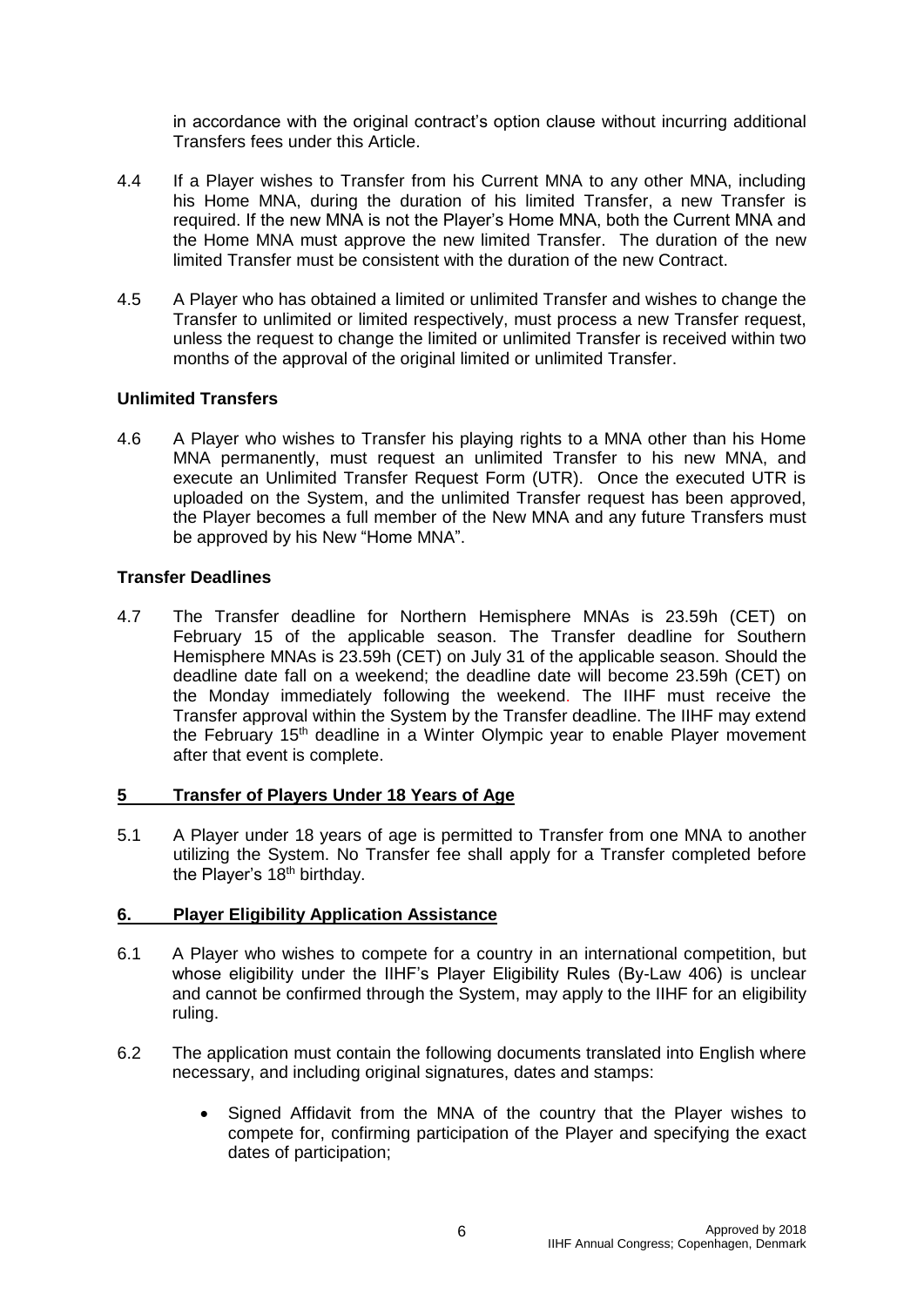in accordance with the original contract's option clause without incurring additional Transfers fees under this Article.

4.4 If a Player wishes to Transfer from his Current MNA to any other MNA, including his Home MNA, during the duration of his limited Transfer, a new Transfer is required. If the new MNA is not the Player's Home MNA, both the Current MNA and the Home MNA must approve the new limited Transfer. The duration of the new limited Transfer must be consistent with the duration of the new Contract.

4.5 A Player who has obtained a limited or unlimited Transfer and wishes to change the Transfer to unlimited or limited respectively, must process a new Transfer request, unless the request to change the limited or unlimited Transfer is received within two months of the approval of the original limited or unlimited Transfer.

**Unlimited Transfers**

4.6 A Player who wishes to Transfer his playing rights to a MNA other than his Home MNA permanently, must request an unlimited Transfer to his new MNA, and execute an Unlimited Transfer Request Form (UTR). Once the executed UTR is uploaded on the System, and the unlimited Transfer request has been approved, the Player becomes a full member of the New MNA and any future Transfers must be approved by his New "Home MNA".

**Transfer Deadlines**

4.7 The Transfer deadline for Northern Hemisphere MNAs is 23.59h (CET) on February 15 of the applicable season. The Transfer deadline for Southern Hemisphere MNAs is 23.59h (CET) on July 31 of the applicable season. Should the deadline date fall on a weekend; the deadline date will become 23.59h (CET) on the Monday immediately following the weekend. The IIHF must receive the Transfer approval within the System by the Transfer deadline. The IIHF may extend the February 15th deadline in a Winter Olympic year to enable Player movement after that event is complete.

## 5 Transfer of Players Under 18 Years of Age

5.1 A Player under 18 years of age is permitted to Transfer from one MNA to another utilizing the System. No Transfer fee shall apply for a Transfer completed before the Player's 18th birthday.

## 6. Player Eligibility Application Assistance

6.1 A Player who wishes to compete for a country in an international competition, but whose eligibility under the IIHF's Player Eligibility Rules (By-Law 406) is unclear and cannot be confirmed through the System, may apply to the IIHF for an eligibility ruling.

6.2 The application must contain the following documents translated into English where necessary, and including original signatures, dates and stamps:

- Signed Affidavit from the MNA of the country that the Player wishes to compete for, confirming participation of the Player and specifying the exact dates of participation;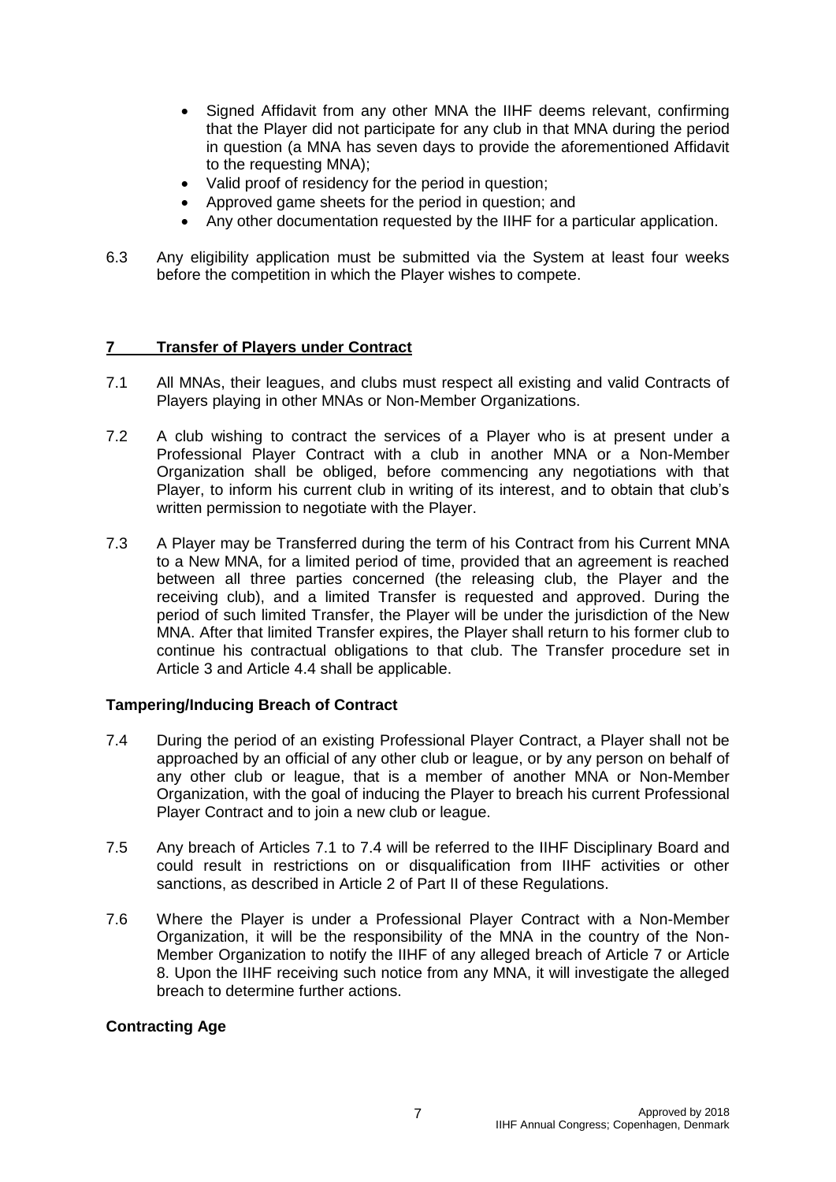- Signed Affidavit from any other MNA the IIHF deems relevant, confirming that the Player did not participate for any club in that MNA during the period in question (a MNA has seven days to provide the aforementioned Affidavit to the requesting MNA);
- Valid proof of residency for the period in question;
- Approved game sheets for the period in question; and
- Any other documentation requested by the IIHF for a particular application.

6.3 Any eligibility application must be submitted via the System at least four weeks before the competition in which the Player wishes to compete.

## 7 Transfer of Players under Contract

7.1 All MNAs, their leagues, and clubs must respect all existing and valid Contracts of Players playing in other MNAs or Non-Member Organizations.

7.2 A club wishing to contract the services of a Player who is at present under a Professional Player Contract with a club in another MNA or a Non-Member Organization shall be obliged, before commencing any negotiations with that Player, to inform his current club in writing of its interest, and to obtain that club's written permission to negotiate with the Player.

7.3 A Player may be Transferred during the term of his Contract from his Current MNA to a New MNA, for a limited period of time, provided that an agreement is reached between all three parties concerned (the releasing club, the Player and the receiving club), and a limited Transfer is requested and approved. During the period of such limited Transfer, the Player will be under the jurisdiction of the New MNA. After that limited Transfer expires, the Player shall return to his former club to continue his contractual obligations to that club. The Transfer procedure set in Article 3 and Article 4.4 shall be applicable.

### Tampering/Inducing Breach of Contract

7.4 During the period of an existing Professional Player Contract, a Player shall not be approached by an official of any other club or league, or by any person on behalf of any other club or league, that is a member of another MNA or Non-Member Organization, with the goal of inducing the Player to breach his current Professional Player Contract and to join a new club or league.

7.5 Any breach of Articles 7.1 to 7.4 will be referred to the IIHF Disciplinary Board and could result in restrictions on or disqualification from IIHF activities or other sanctions, as described in Article 2 of Part II of these Regulations.

7.6 Where the Player is under a Professional Player Contract with a Non-Member Organization, it will be the responsibility of the MNA in the country of the Non-Member Organization to notify the IIHF of any alleged breach of Article 7 or Article 8. Upon the IIHF receiving such notice from any MNA, it will investigate the alleged breach to determine further actions.

### Contracting Age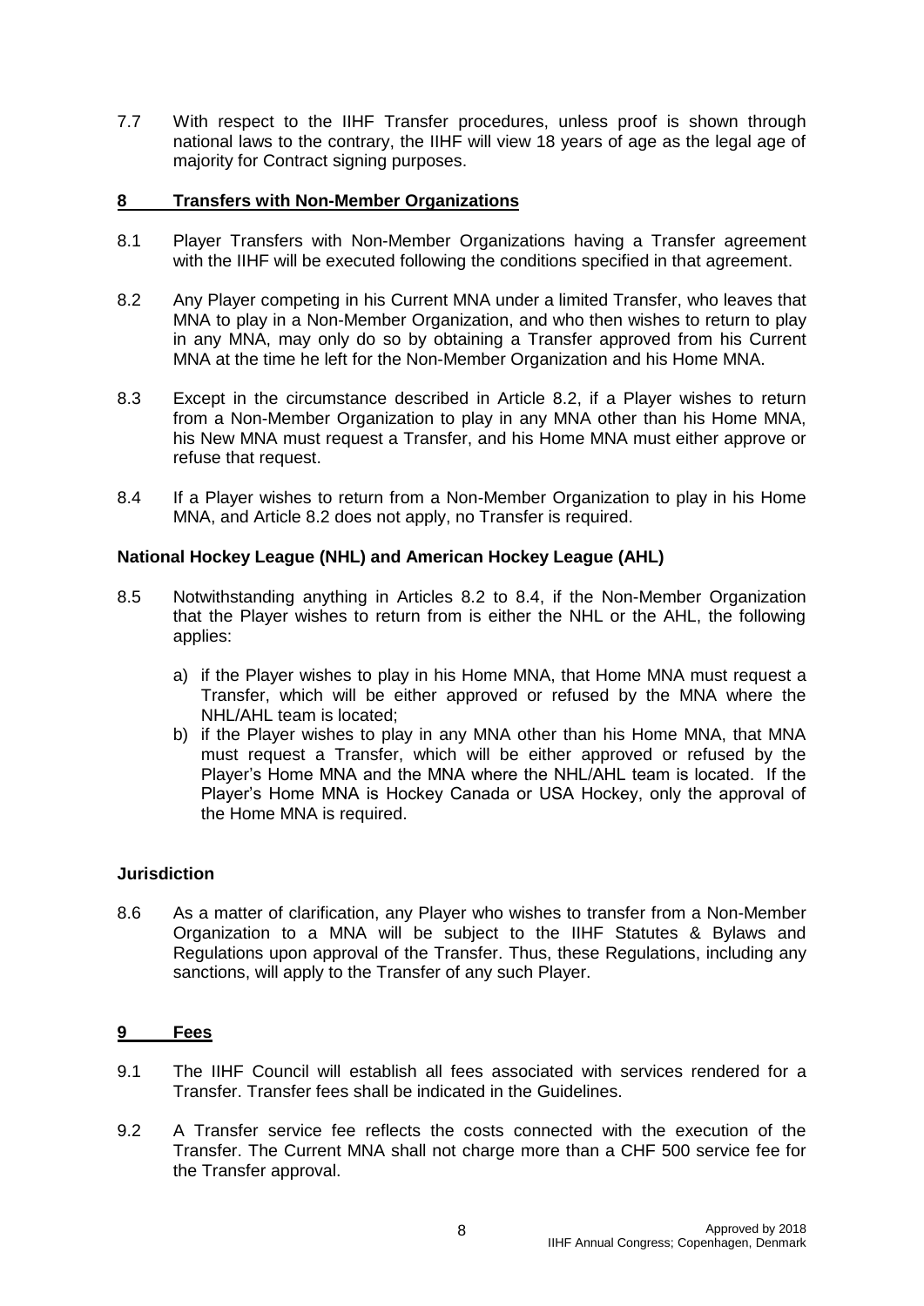7.7 With respect to the IIHF Transfer procedures, unless proof is shown through national laws to the contrary, the IIHF will view 18 years of age as the legal age of majority for Contract signing purposes.

## 8 Transfers with Non-Member Organizations

8.1 Player Transfers with Non-Member Organizations having a Transfer agreement with the IIHF will be executed following the conditions specified in that agreement.

8.2 Any Player competing in his Current MNA under a limited Transfer, who leaves that MNA to play in a Non-Member Organization, and who then wishes to return to play in any MNA, may only do so by obtaining a Transfer approved from his Current MNA at the time he left for the Non-Member Organization and his Home MNA.

8.3 Except in the circumstance described in Article 8.2, if a Player wishes to return from a Non-Member Organization to play in any MNA other than his Home MNA, his New MNA must request a Transfer, and his Home MNA must either approve or refuse that request.

8.4 If a Player wishes to return from a Non-Member Organization to play in his Home MNA, and Article 8.2 does not apply, no Transfer is required.

### National Hockey League (NHL) and American Hockey League (AHL)

8.5 Notwithstanding anything in Articles 8.2 to 8.4, if the Non-Member Organization that the Player wishes to return from is either the NHL or the AHL, the following applies:

a) if the Player wishes to play in his Home MNA, that Home MNA must request a Transfer, which will be either approved or refused by the MNA where the NHL/AHL team is located;

b) if the Player wishes to play in any MNA other than his Home MNA, that MNA must request a Transfer, which will be either approved or refused by the Player's Home MNA and the MNA where the NHL/AHL team is located. If the Player's Home MNA is Hockey Canada or USA Hockey, only the approval of the Home MNA is required.

### Jurisdiction

8.6 As a matter of clarification, any Player who wishes to transfer from a Non-Member Organization to a MNA will be subject to the IIHF Statutes & Bylaws and Regulations upon approval of the Transfer. Thus, these Regulations, including any sanctions, will apply to the Transfer of any such Player.

## 9 Fees

9.1 The IIHF Council will establish all fees associated with services rendered for a Transfer. Transfer fees shall be indicated in the Guidelines.

9.2 A Transfer service fee reflects the costs connected with the execution of the Transfer. The Current MNA shall not charge more than a CHF 500 service fee for the Transfer approval.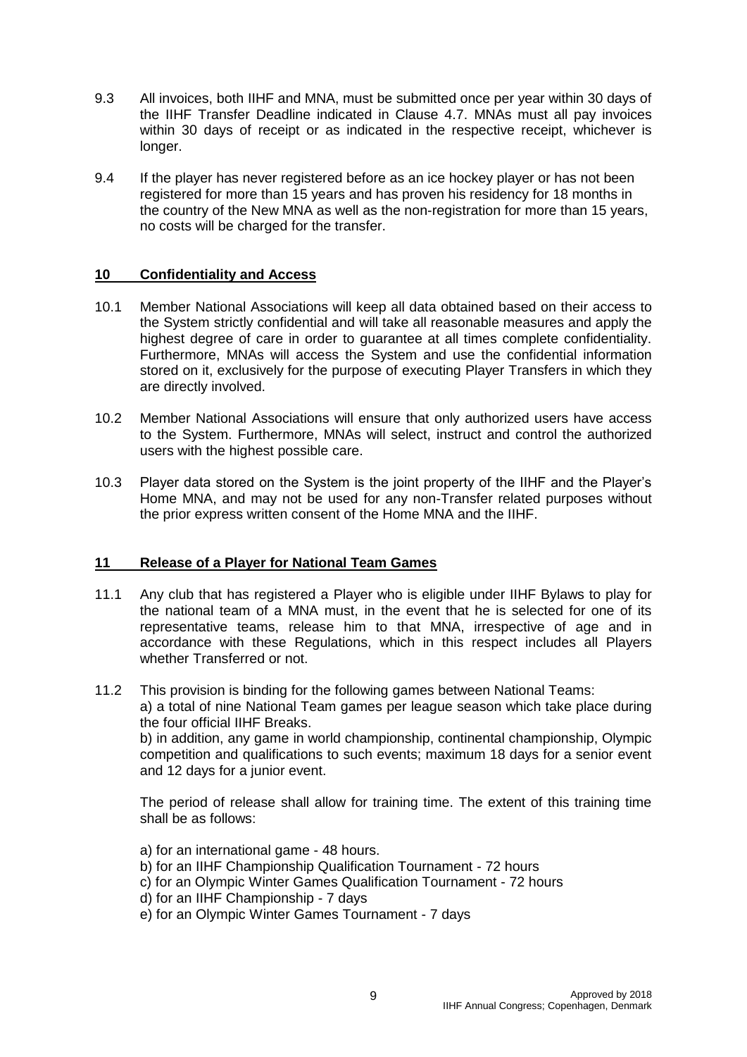9.3 All invoices, both IIHF and MNA, must be submitted once per year within 30 days of the IIHF Transfer Deadline indicated in Clause 4.7. MNAs must all pay invoices within 30 days of receipt or as indicated in the respective receipt, whichever is longer.

9.4 If the player has never registered before as an ice hockey player or has not been registered for more than 15 years and has proven his residency for 18 months in the country of the New MNA as well as the non-registration for more than 15 years, no costs will be charged for the transfer.

## 10 Confidentiality and Access

10.1 Member National Associations will keep all data obtained based on their access to the System strictly confidential and will take all reasonable measures and apply the highest degree of care in order to guarantee at all times complete confidentiality. Furthermore, MNAs will access the System and use the confidential information stored on it, exclusively for the purpose of executing Player Transfers in which they are directly involved.

10.2 Member National Associations will ensure that only authorized users have access to the System. Furthermore, MNAs will select, instruct and control the authorized users with the highest possible care.

10.3 Player data stored on the System is the joint property of the IIHF and the Player's Home MNA, and may not be used for any non-Transfer related purposes without the prior express written consent of the Home MNA and the IIHF.

## 11 Release of a Player for National Team Games

11.1 Any club that has registered a Player who is eligible under IIHF Bylaws to play for the national team of a MNA must, in the event that he is selected for one of its representative teams, release him to that MNA, irrespective of age and in accordance with these Regulations, which in this respect includes all Players whether Transferred or not.

11.2 This provision is binding for the following games between National Teams:
a) a total of nine National Team games per league season which take place during the four official IIHF Breaks.
b) in addition, any game in world championship, continental championship, Olympic competition and qualifications to such events; maximum 18 days for a senior event and 12 days for a junior event.

The period of release shall allow for training time. The extent of this training time shall be as follows:

a) for an international game - 48 hours.
b) for an IIHF Championship Qualification Tournament - 72 hours
c) for an Olympic Winter Games Qualification Tournament - 72 hours
d) for an IIHF Championship - 7 days
e) for an Olympic Winter Games Tournament - 7 days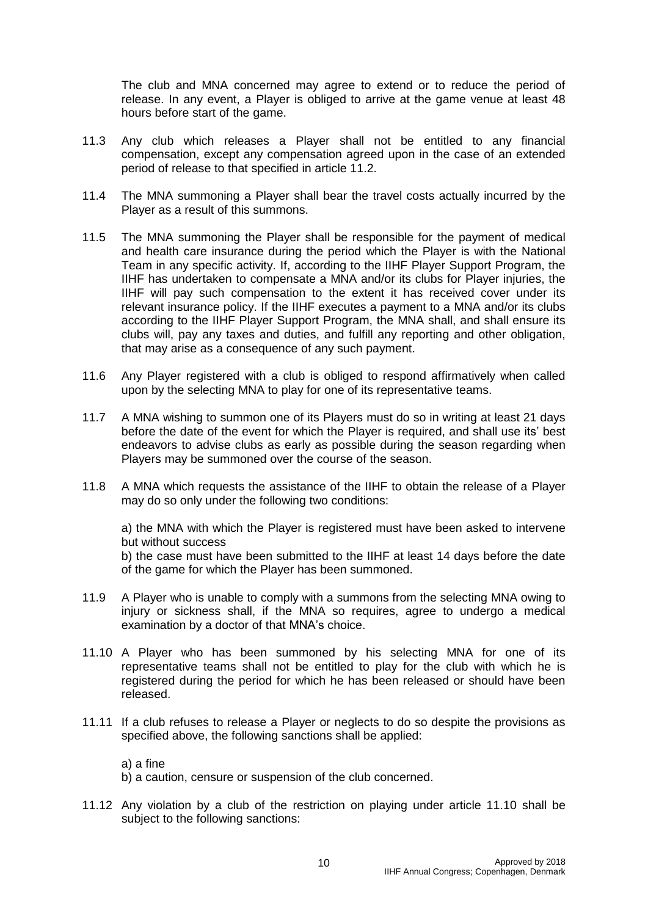The club and MNA concerned may agree to extend or to reduce the period of release. In any event, a Player is obliged to arrive at the game venue at least 48 hours before start of the game.

11.3 Any club which releases a Player shall not be entitled to any financial compensation, except any compensation agreed upon in the case of an extended period of release to that specified in article 11.2.

11.4 The MNA summoning a Player shall bear the travel costs actually incurred by the Player as a result of this summons.

11.5 The MNA summoning the Player shall be responsible for the payment of medical and health care insurance during the period which the Player is with the National Team in any specific activity. If, according to the IIHF Player Support Program, the IIHF has undertaken to compensate a MNA and/or its clubs for Player injuries, the IIHF will pay such compensation to the extent it has received cover under its relevant insurance policy. If the IIHF executes a payment to a MNA and/or its clubs according to the IIHF Player Support Program, the MNA shall, and shall ensure its clubs will, pay any taxes and duties, and fulfill any reporting and other obligation, that may arise as a consequence of any such payment.

11.6 Any Player registered with a club is obliged to respond affirmatively when called upon by the selecting MNA to play for one of its representative teams.

11.7 A MNA wishing to summon one of its Players must do so in writing at least 21 days before the date of the event for which the Player is required, and shall use its' best endeavors to advise clubs as early as possible during the season regarding when Players may be summoned over the course of the season.

11.8 A MNA which requests the assistance of the IIHF to obtain the release of a Player may do so only under the following two conditions:

a) the MNA with which the Player is registered must have been asked to intervene but without success
b) the case must have been submitted to the IIHF at least 14 days before the date of the game for which the Player has been summoned.

11.9 A Player who is unable to comply with a summons from the selecting MNA owing to injury or sickness shall, if the MNA so requires, agree to undergo a medical examination by a doctor of that MNA's choice.

11.10 A Player who has been summoned by his selecting MNA for one of its representative teams shall not be entitled to play for the club with which he is registered during the period for which he has been released or should have been released.

11.11 If a club refuses to release a Player or neglects to do so despite the provisions as specified above, the following sanctions shall be applied:

a) a fine
b) a caution, censure or suspension of the club concerned.

11.12 Any violation by a club of the restriction on playing under article 11.10 shall be subject to the following sanctions: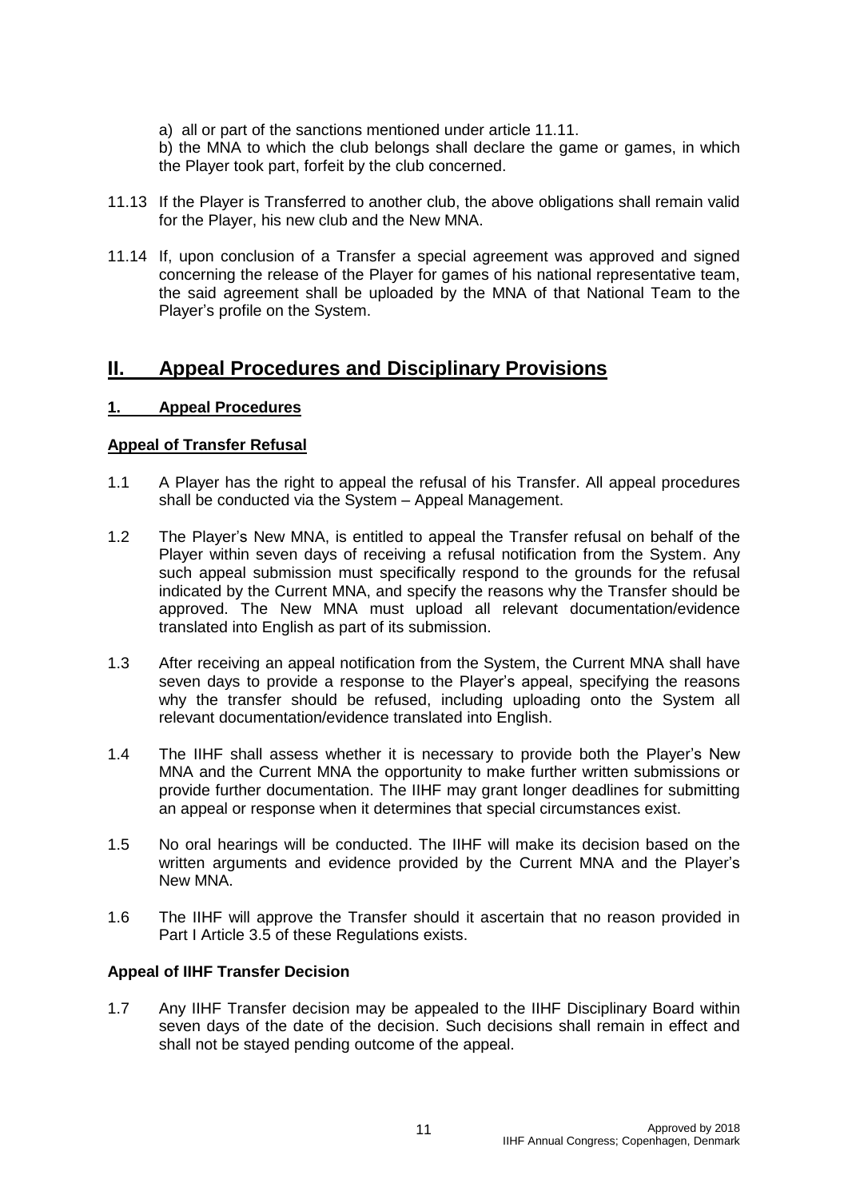a) all or part of the sanctions mentioned under article 11.11.

b) the MNA to which the club belongs shall declare the game or games, in which the Player took part, forfeit by the club concerned.

11.13 If the Player is Transferred to another club, the above obligations shall remain valid for the Player, his new club and the New MNA.

11.14 If, upon conclusion of a Transfer a special agreement was approved and signed concerning the release of the Player for games of his national representative team, the said agreement shall be uploaded by the MNA of that National Team to the Player's profile on the System.

## II. Appeal Procedures and Disciplinary Provisions

### 1. Appeal Procedures

**Appeal of Transfer Refusal**

1.1 A Player has the right to appeal the refusal of his Transfer. All appeal procedures shall be conducted via the System – Appeal Management.

1.2 The Player's New MNA, is entitled to appeal the Transfer refusal on behalf of the Player within seven days of receiving a refusal notification from the System. Any such appeal submission must specifically respond to the grounds for the refusal indicated by the Current MNA, and specify the reasons why the Transfer should be approved. The New MNA must upload all relevant documentation/evidence translated into English as part of its submission.

1.3 After receiving an appeal notification from the System, the Current MNA shall have seven days to provide a response to the Player's appeal, specifying the reasons why the transfer should be refused, including uploading onto the System all relevant documentation/evidence translated into English.

1.4 The IIHF shall assess whether it is necessary to provide both the Player's New MNA and the Current MNA the opportunity to make further written submissions or provide further documentation. The IIHF may grant longer deadlines for submitting an appeal or response when it determines that special circumstances exist.

1.5 No oral hearings will be conducted. The IIHF will make its decision based on the written arguments and evidence provided by the Current MNA and the Player's New MNA.

1.6 The IIHF will approve the Transfer should it ascertain that no reason provided in Part I Article 3.5 of these Regulations exists.

**Appeal of IIHF Transfer Decision**

1.7 Any IIHF Transfer decision may be appealed to the IIHF Disciplinary Board within seven days of the date of the decision. Such decisions shall remain in effect and shall not be stayed pending outcome of the appeal.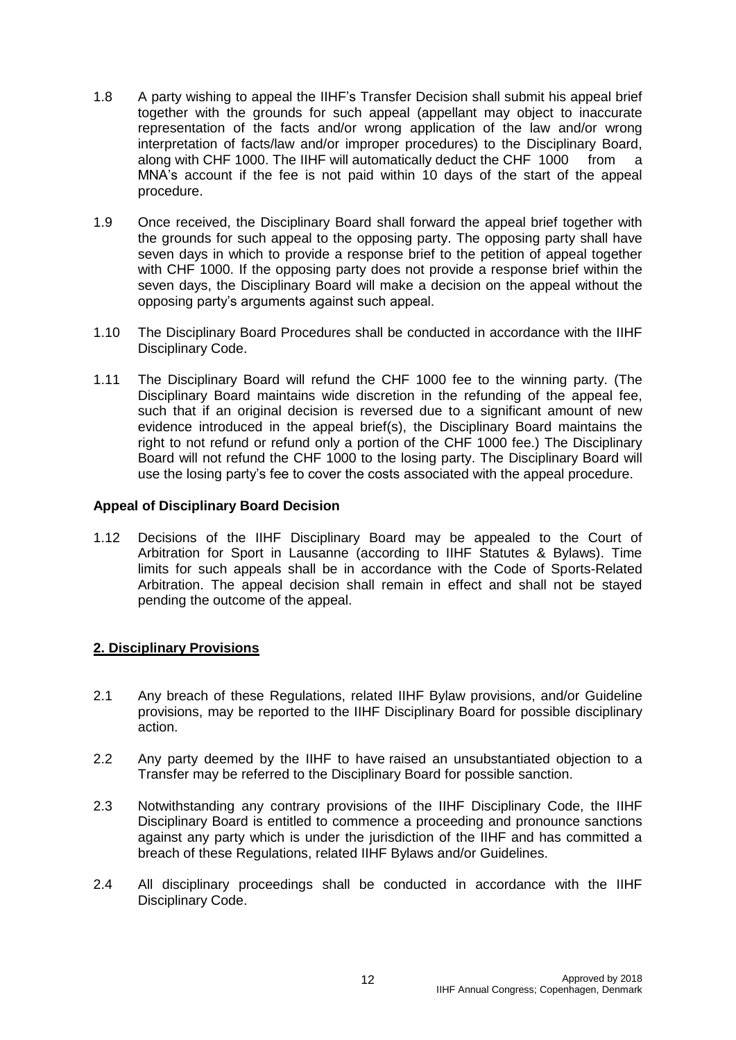1.8 A party wishing to appeal the IIHF's Transfer Decision shall submit his appeal brief together with the grounds for such appeal (appellant may object to inaccurate representation of the facts and/or wrong application of the law and/or wrong interpretation of facts/law and/or improper procedures) to the Disciplinary Board, along with CHF 1000. The IIHF will automatically deduct the CHF 1000 from a MNA's account if the fee is not paid within 10 days of the start of the appeal procedure.

1.9 Once received, the Disciplinary Board shall forward the appeal brief together with the grounds for such appeal to the opposing party. The opposing party shall have seven days in which to provide a response brief to the petition of appeal together with CHF 1000. If the opposing party does not provide a response brief within the seven days, the Disciplinary Board will make a decision on the appeal without the opposing party's arguments against such appeal.

1.10 The Disciplinary Board Procedures shall be conducted in accordance with the IIHF Disciplinary Code.

1.11 The Disciplinary Board will refund the CHF 1000 fee to the winning party. (The Disciplinary Board maintains wide discretion in the refunding of the appeal fee, such that if an original decision is reversed due to a significant amount of new evidence introduced in the appeal brief(s), the Disciplinary Board maintains the right to not refund or refund only a portion of the CHF 1000 fee.) The Disciplinary Board will not refund the CHF 1000 to the losing party. The Disciplinary Board will use the losing party's fee to cover the costs associated with the appeal procedure.

**Appeal of Disciplinary Board Decision**

1.12 Decisions of the IIHF Disciplinary Board may be appealed to the Court of Arbitration for Sport in Lausanne (according to IIHF Statutes & Bylaws). Time limits for such appeals shall be in accordance with the Code of Sports-Related Arbitration. The appeal decision shall remain in effect and shall not be stayed pending the outcome of the appeal.

## 2. Disciplinary Provisions

2.1 Any breach of these Regulations, related IIHF Bylaw provisions, and/or Guideline provisions, may be reported to the IIHF Disciplinary Board for possible disciplinary action.

2.2 Any party deemed by the IIHF to have raised an unsubstantiated objection to a Transfer may be referred to the Disciplinary Board for possible sanction.

2.3 Notwithstanding any contrary provisions of the IIHF Disciplinary Code, the IIHF Disciplinary Board is entitled to commence a proceeding and pronounce sanctions against any party which is under the jurisdiction of the IIHF and has committed a breach of these Regulations, related IIHF Bylaws and/or Guidelines.

2.4 All disciplinary proceedings shall be conducted in accordance with the IIHF Disciplinary Code.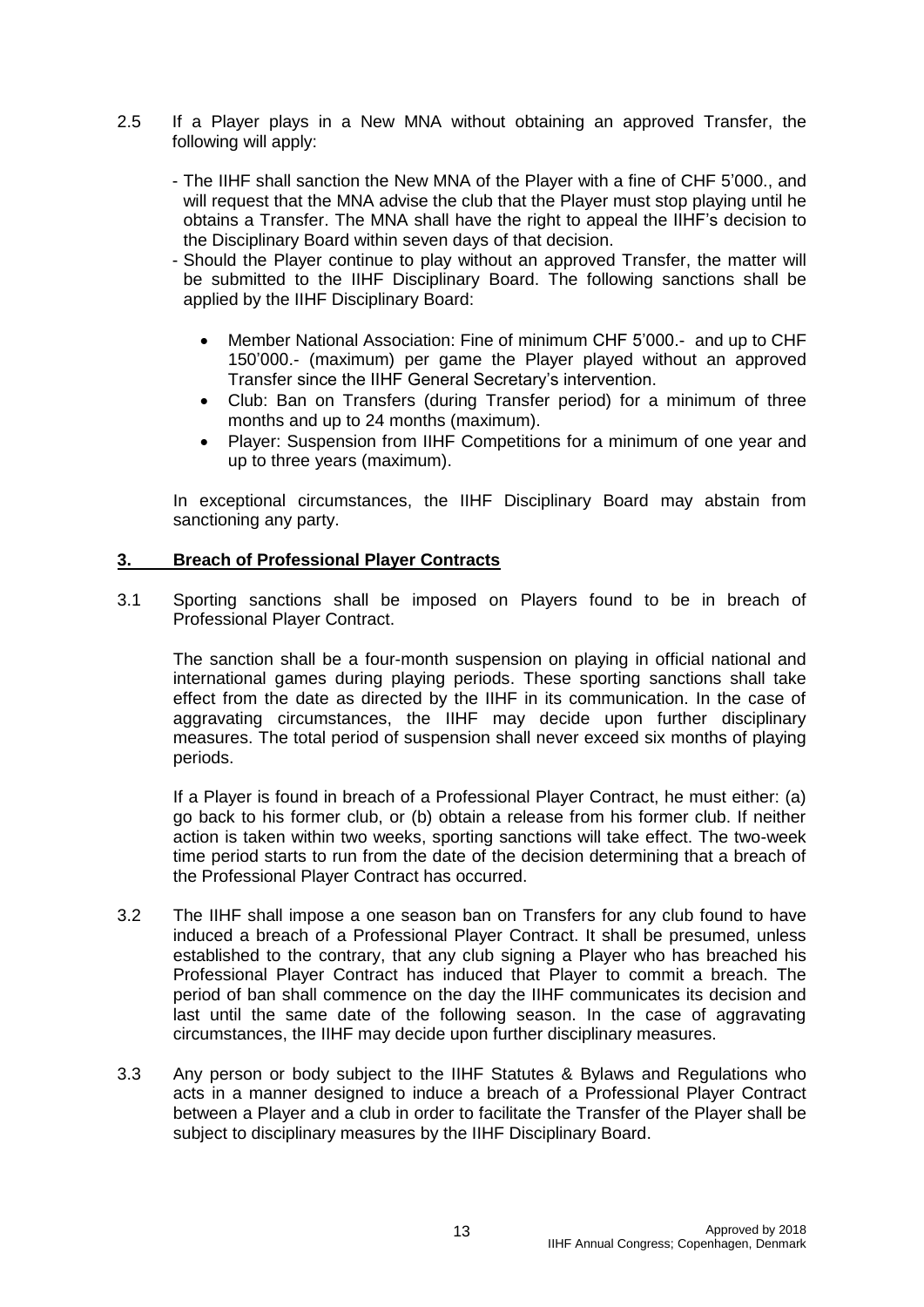2.5 If a Player plays in a New MNA without obtaining an approved Transfer, the following will apply:

- The IIHF shall sanction the New MNA of the Player with a fine of CHF 5'000., and will request that the MNA advise the club that the Player must stop playing until he obtains a Transfer. The MNA shall have the right to appeal the IIHF's decision to the Disciplinary Board within seven days of that decision.
- Should the Player continue to play without an approved Transfer, the matter will be submitted to the IIHF Disciplinary Board. The following sanctions shall be applied by the IIHF Disciplinary Board:
  - Member National Association: Fine of minimum CHF 5'000.- and up to CHF 150'000.- (maximum) per game the Player played without an approved Transfer since the IIHF General Secretary's intervention.
  - Club: Ban on Transfers (during Transfer period) for a minimum of three months and up to 24 months (maximum).
  - Player: Suspension from IIHF Competitions for a minimum of one year and up to three years (maximum).

In exceptional circumstances, the IIHF Disciplinary Board may abstain from sanctioning any party.

## 3. Breach of Professional Player Contracts

3.1 Sporting sanctions shall be imposed on Players found to be in breach of Professional Player Contract.

The sanction shall be a four-month suspension on playing in official national and international games during playing periods. These sporting sanctions shall take effect from the date as directed by the IIHF in its communication. In the case of aggravating circumstances, the IIHF may decide upon further disciplinary measures. The total period of suspension shall never exceed six months of playing periods.

If a Player is found in breach of a Professional Player Contract, he must either: (a) go back to his former club, or (b) obtain a release from his former club. If neither action is taken within two weeks, sporting sanctions will take effect. The two-week time period starts to run from the date of the decision determining that a breach of the Professional Player Contract has occurred.

3.2 The IIHF shall impose a one season ban on Transfers for any club found to have induced a breach of a Professional Player Contract. It shall be presumed, unless established to the contrary, that any club signing a Player who has breached his Professional Player Contract has induced that Player to commit a breach. The period of ban shall commence on the day the IIHF communicates its decision and last until the same date of the following season. In the case of aggravating circumstances, the IIHF may decide upon further disciplinary measures.

3.3 Any person or body subject to the IIHF Statutes & Bylaws and Regulations who acts in a manner designed to induce a breach of a Professional Player Contract between a Player and a club in order to facilitate the Transfer of the Player shall be subject to disciplinary measures by the IIHF Disciplinary Board.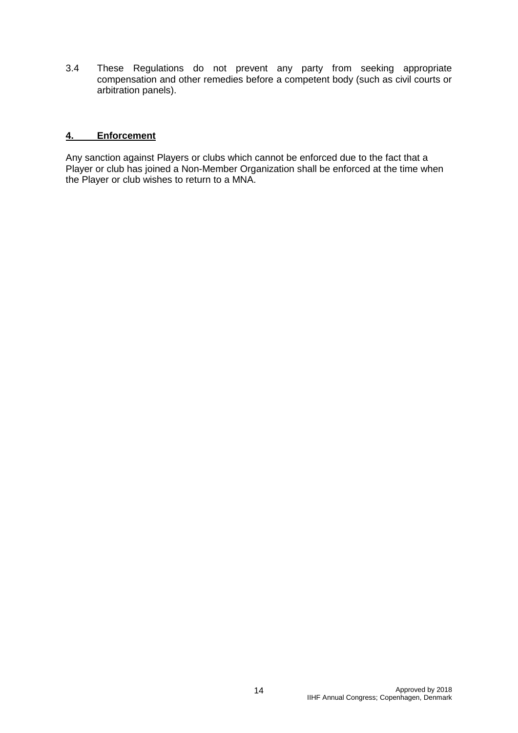3.4 These Regulations do not prevent any party from seeking appropriate compensation and other remedies before a competent body (such as civil courts or arbitration panels).

## 4. Enforcement

Any sanction against Players or clubs which cannot be enforced due to the fact that a Player or club has joined a Non-Member Organization shall be enforced at the time when the Player or club wishes to return to a MNA.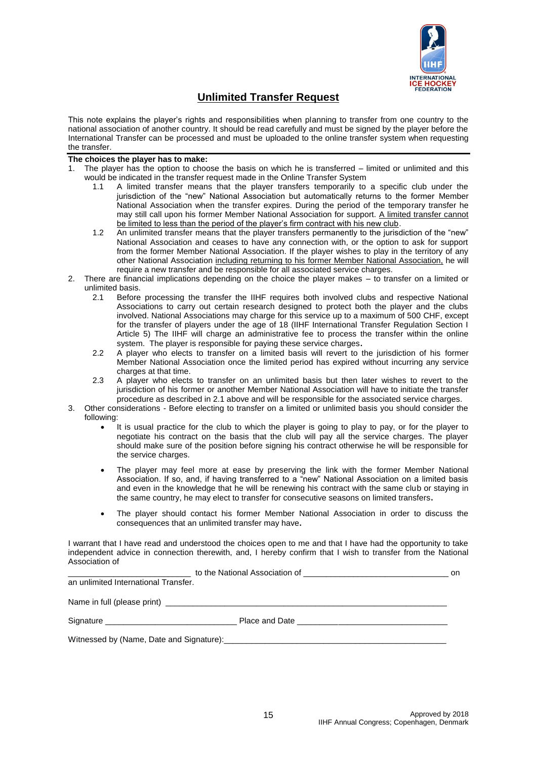## Unlimited Transfer Request

This note explains the player's rights and responsibilities when planning to transfer from one country to the national association of another country. It should be read carefully and must be signed by the player before the International Transfer can be processed and must be uploaded to the online transfer system when requesting the transfer.

**The choices the player has to make:**

1. The player has the option to choose the basis on which he is transferred – limited or unlimited and this would be indicated in the transfer request made in the Online Transfer System
   - 1.1 A limited transfer means that the player transfers temporarily to a specific club under the jurisdiction of the "new" National Association but automatically returns to the former Member National Association when the transfer expires. During the period of the temporary transfer he may still call upon his former Member National Association for support. A limited transfer cannot be limited to less than the period of the player's firm contract with his new club.
   - 1.2 An unlimited transfer means that the player transfers permanently to the jurisdiction of the "new" National Association and ceases to have any connection with, or the option to ask for support from the former Member National Association. If the player wishes to play in the territory of any other National Association including returning to his former Member National Association, he will require a new transfer and be responsible for all associated service charges.
2. There are financial implications depending on the choice the player makes – to transfer on a limited or unlimited basis.
   - 2.1 Before processing the transfer the IIHF requires both involved clubs and respective National Associations to carry out certain research designed to protect both the player and the clubs involved. National Associations may charge for this service up to a maximum of 500 CHF, except for the transfer of players under the age of 18 (IIHF International Transfer Regulation Section I Article 5) The IIHF will charge an administrative fee to process the transfer within the online system. The player is responsible for paying these service charges.
   - 2.2 A player who elects to transfer on a limited basis will revert to the jurisdiction of his former Member National Association once the limited period has expired without incurring any service charges at that time.
   - 2.3 A player who elects to transfer on an unlimited basis but then later wishes to revert to the jurisdiction of his former or another Member National Association will have to initiate the transfer procedure as described in 2.1 above and will be responsible for the associated service charges.
3. Other considerations - Before electing to transfer on a limited or unlimited basis you should consider the following:
   - It is usual practice for the club to which the player is going to play to pay, or for the player to negotiate his contract on the basis that the club will pay all the service charges. The player should make sure of the position before signing his contract otherwise he will be responsible for the service charges.
   - The player may feel more at ease by preserving the link with the former Member National Association. If so, and, if having transferred to a "new" National Association on a limited basis and even in the knowledge that he will be renewing his contract with the same club or staying in the same country, he may elect to transfer for consecutive seasons on limited transfers.
   - The player should contact his former Member National Association in order to discuss the consequences that an unlimited transfer may have.

I warrant that I have read and understood the choices open to me and that I have had the opportunity to take independent advice in connection therewith, and, I hereby confirm that I wish to transfer from the National Association of

____________________________ to the National Association of ________________________________ on an unlimited International Transfer.

Name in full (please print) ________________________________________________________________

Signature ______________________________ Place and Date __________________________________

Witnessed by (Name, Date and Signature):____________________________________________________

Approved by 2018
IIHF Annual Congress; Copenhagen, Denmark